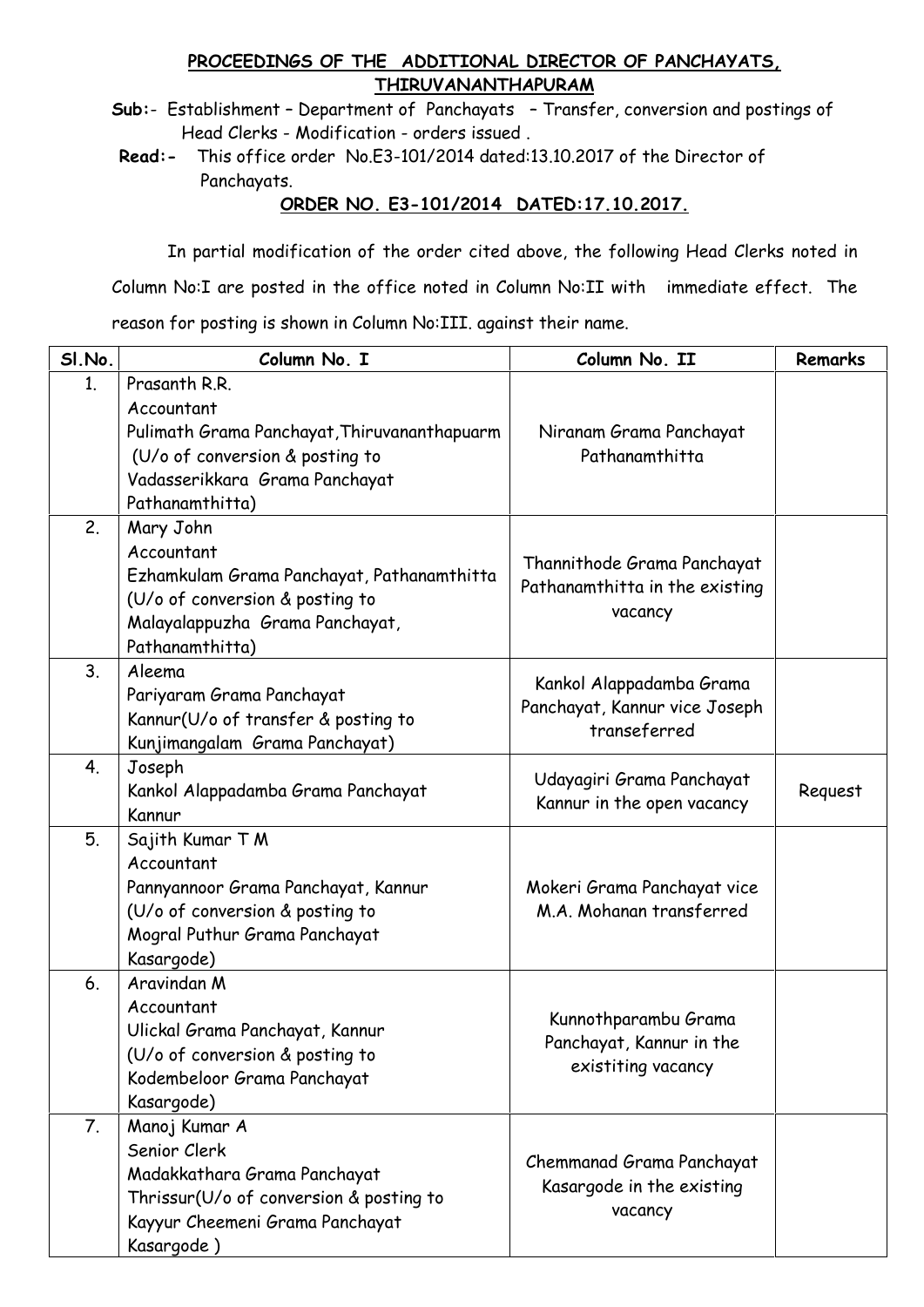## PROCEEDINGS OF THE ADDITIONAL DIRECTOR OF PANCHAYATS, THIRUVANANTHAPURAM

**Sub:**- Establishment – Department of Panchayats – Transfer, conversion and postings of Head Clerks - Modification - orders issued .

**Read:-** This office order No.E3-101/2014 dated:13.10.2017 of the Director of Panchayats.

### ORDER NO. E3-101/2014 DATED:17.10.2017.

In partial modification of the order cited above, the following Head Clerks noted in Column No:I are posted in the office noted in Column No:II with immediate effect. The reason for posting is shown in Column No:III. against their name.

| Sl.No. | Column No. I | Column No. II | Remarks |
|---|---|---|---|
| 1. | Prasanth R.R.<br>Accountant<br>Pulimath Grama Panchayat,Thiruvananthapuarm (U/o of conversion & posting to Vadasserikkara Grama Panchayat Pathanamthitta) | Niranam Grama Panchayat Pathanamthitta | |
| 2. | Mary John<br>Accountant<br>Ezhamkulam Grama Panchayat, Pathanamthitta (U/o of conversion & posting to Malayalappuzha Grama Panchayat, Pathanamthitta) | Thannithode Grama Panchayat Pathanamthitta in the existing vacancy | |
| 3. | Aleema<br>Pariyaram Grama Panchayat<br>Kannur(U/o of transfer & posting to Kunjimangalam Grama Panchayat) | Kankol Alappadamba Grama Panchayat, Kannur vice Joseph transeferred | |
| 4. | Joseph<br>Kankol Alappadamba Grama Panchayat<br>Kannur | Udayagiri Grama Panchayat Kannur in the open vacancy | Request |
| 5. | Sajith Kumar T M<br>Accountant<br>Pannyannoor Grama Panchayat, Kannur (U/o of conversion & posting to Mogral Puthur Grama Panchayat Kasargode) | Mokeri Grama Panchayat vice M.A. Mohanan transferred | |
| 6. | Aravindan M<br>Accountant<br>Ulickal Grama Panchayat, Kannur (U/o of conversion & posting to Kodembeloor Grama Panchayat Kasargode) | Kunnothparambu Grama Panchayat, Kannur in the exisititing vacancy | |
| 7. | Manoj Kumar A<br>Senior Clerk<br>Madakkathara Grama Panchayat Thrissur(U/o of conversion & posting to Kayyur Cheemeni Grama Panchayat Kasargode ) | Chemmanad Grama Panchayat Kasargode in the existing vacancy | |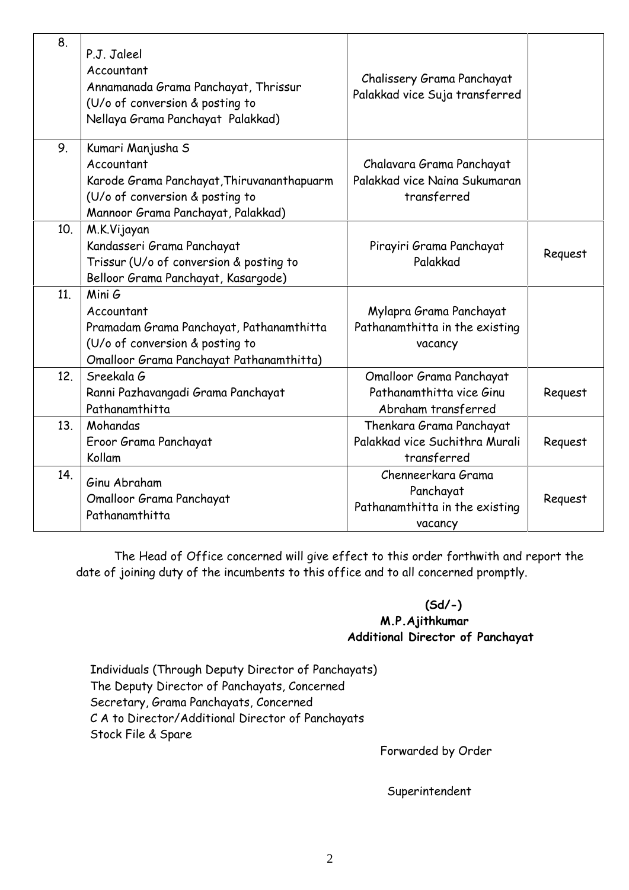| | | | |
|---|---|---|---|
| 8. | P.J. Jaleel<br>Accountant<br>Annamanada Grama Panchayat, Thrissur<br>(U/o of conversion & posting to<br>Nellaya Grama Panchayat Palakkad) | Chalissery Grama Panchayat Palakkad vice Suja transferred | |
| 9. | Kumari Manjusha S<br>Accountant<br>Karode Grama Panchayat, Thiruvananthapuarm<br>(U/o of conversion & posting to<br>Mannoor Grama Panchayat, Palakkad) | Chalavara Grama Panchayat Palakkad vice Naina Sukumaran transferred | |
| 10. | M.K.Vijayan<br>Kandasseri Grama Panchayat<br>Trissur (U/o of conversion & posting to<br>Belloor Grama Panchayat, Kasargode) | Pirayiri Grama Panchayat Palakkad | Request |
| 11. | Mini G<br>Accountant<br>Pramadam Grama Panchayat, Pathanamthitta<br>(U/o of conversion & posting to<br>Omalloor Grama Panchayat Pathanamthitta) | Mylapra Grama Panchayat Pathanamthitta in the existing vacancy | |
| 12. | Sreekala G<br>Ranni Pazhavangadi Grama Panchayat<br>Pathanamthitta | Omalloor Grama Panchayat Pathanamthitta vice Ginu Abraham transferred | Request |
| 13. | Mohandas<br>Eroor Grama Panchayat<br>Kollam | Thenkara Grama Panchayat Palakkad vice Suchithra Murali transferred | Request |
| 14. | Ginu Abraham<br>Omalloor Grama Panchayat<br>Pathanamthitta | Chenneerkara Grama Panchayat Pathanamthitta in the existing vacancy | Request |

The Head of Office concerned will give effect to this order forthwith and report the date of joining duty of the incumbents to this office and to all concerned promptly.

**(Sd/-)**
**M.P.Ajithkumar**
**Additional Director of Panchayat**

Individuals (Through Deputy Director of Panchayats)
The Deputy Director of Panchayats, Concerned
Secretary, Grama Panchayats, Concerned
C A to Director/Additional Director of Panchayats
Stock File & Spare

Forwarded by Order

Superintendent